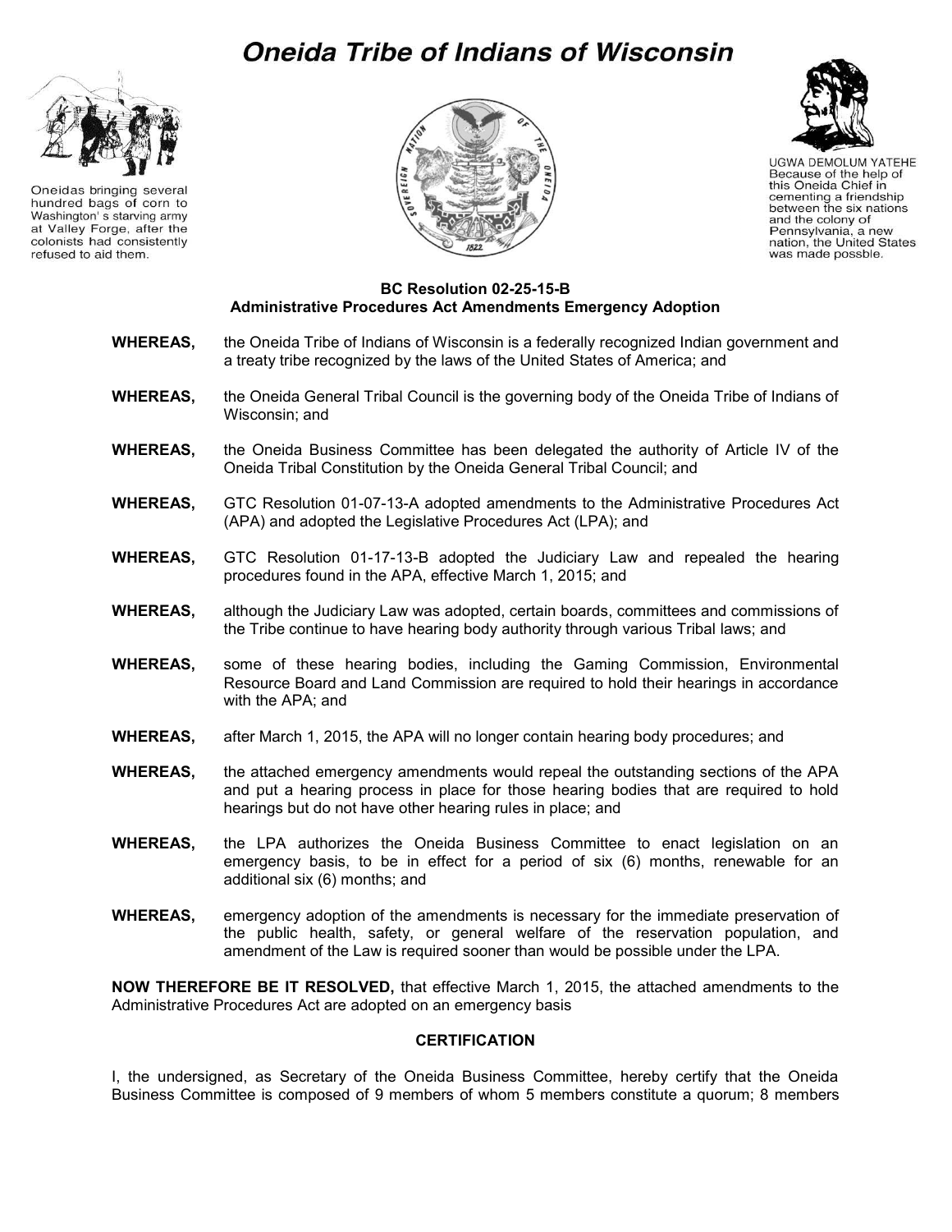# Oneida Tribe of Indians of Wisconsin

Oneidas bringing several hundred bags of corn to Washington's starving army at Valley Forge, after the colonists had consistently refused to aid them.

UGWA DEMOLUM YATEHE
Because of the help of this Oneida Chief in cementing a friendship between the six nations and the colony of Pennsylvania, a new nation, the United States was made possble.

**BC Resolution 02-25-15-B**
**Administrative Procedures Act Amendments Emergency Adoption**

**WHEREAS,** the Oneida Tribe of Indians of Wisconsin is a federally recognized Indian government and a treaty tribe recognized by the laws of the United States of America; and

**WHEREAS,** the Oneida General Tribal Council is the governing body of the Oneida Tribe of Indians of Wisconsin; and

**WHEREAS,** the Oneida Business Committee has been delegated the authority of Article IV of the Oneida Tribal Constitution by the Oneida General Tribal Council; and

**WHEREAS,** GTC Resolution 01-07-13-A adopted amendments to the Administrative Procedures Act (APA) and adopted the Legislative Procedures Act (LPA); and

**WHEREAS,** GTC Resolution 01-17-13-B adopted the Judiciary Law and repealed the hearing procedures found in the APA, effective March 1, 2015; and

**WHEREAS,** although the Judiciary Law was adopted, certain boards, committees and commissions of the Tribe continue to have hearing body authority through various Tribal laws; and

**WHEREAS,** some of these hearing bodies, including the Gaming Commission, Environmental Resource Board and Land Commission are required to hold their hearings in accordance with the APA; and

**WHEREAS,** after March 1, 2015, the APA will no longer contain hearing body procedures; and

**WHEREAS,** the attached emergency amendments would repeal the outstanding sections of the APA and put a hearing process in place for those hearing bodies that are required to hold hearings but do not have other hearing rules in place; and

**WHEREAS,** the LPA authorizes the Oneida Business Committee to enact legislation on an emergency basis, to be in effect for a period of six (6) months, renewable for an additional six (6) months; and

**WHEREAS,** emergency adoption of the amendments is necessary for the immediate preservation of the public health, safety, or general welfare of the reservation population, and amendment of the Law is required sooner than would be possible under the LPA.

**NOW THEREFORE BE IT RESOLVED,** that effective March 1, 2015, the attached amendments to the Administrative Procedures Act are adopted on an emergency basis

**CERTIFICATION**

I, the undersigned, as Secretary of the Oneida Business Committee, hereby certify that the Oneida Business Committee is composed of 9 members of whom 5 members constitute a quorum; 8 members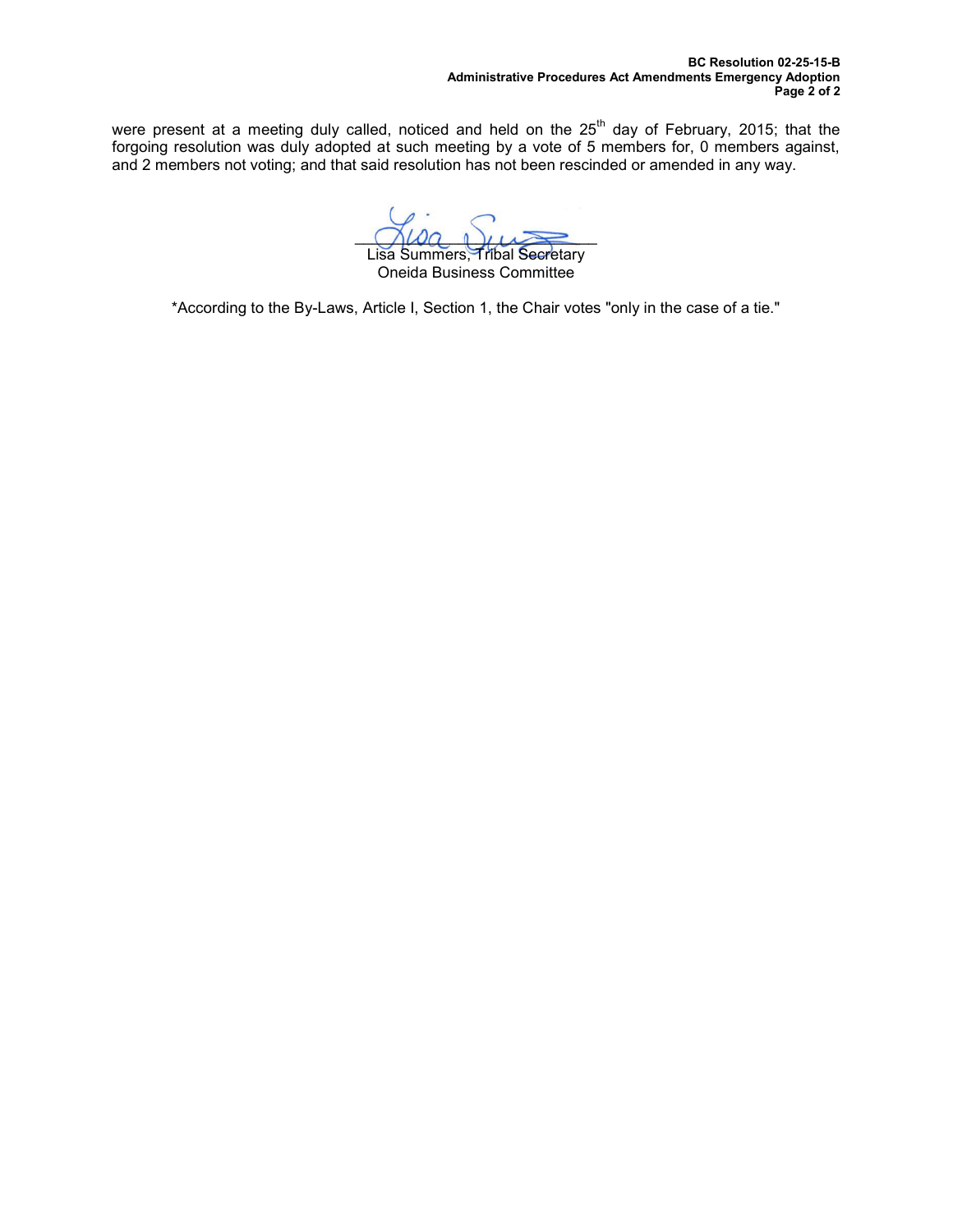were present at a meeting duly called, noticed and held on the 25th day of February, 2015; that the forgoing resolution was duly adopted at such meeting by a vote of 5 members for, 0 members against, and 2 members not voting; and that said resolution has not been rescinded or amended in any way.

Lisa Summers, Tribal Secretary
Oneida Business Committee

*According to the By-Laws, Article I, Section 1, the Chair votes "only in the case of a tie."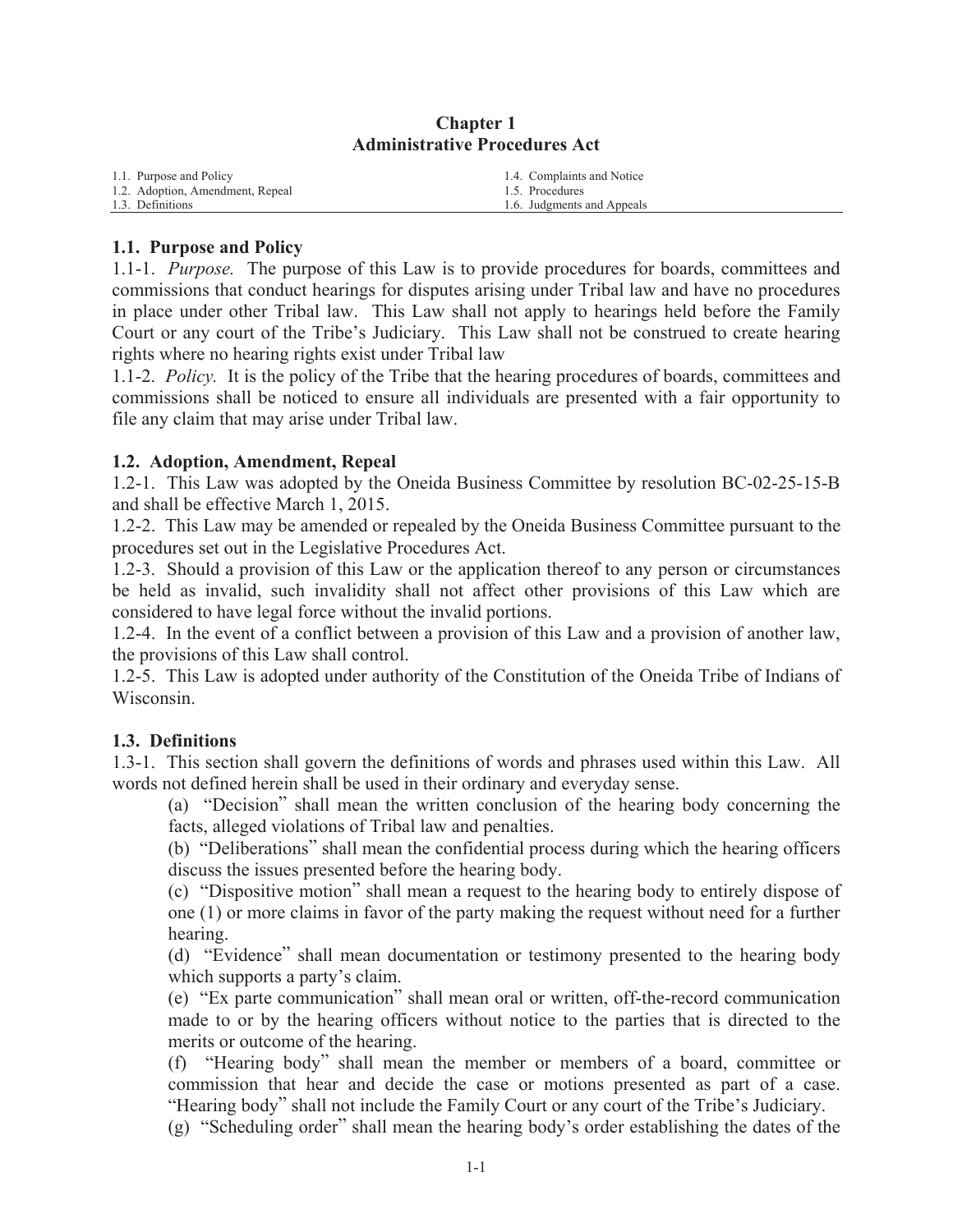# Chapter 1
# Administrative Procedures Act

| | |
|---|---|
| 1.1. Purpose and Policy | 1.4. Complaints and Notice |
| 1.2. Adoption, Amendment, Repeal | 1.5. Procedures |
| 1.3. Definitions | 1.6. Judgments and Appeals |

## 1.1. Purpose and Policy

1.1-1. *Purpose.* The purpose of this Law is to provide procedures for boards, committees and commissions that conduct hearings for disputes arising under Tribal law and have no procedures in place under other Tribal law. This Law shall not apply to hearings held before the Family Court or any court of the Tribe's Judiciary. This Law shall not be construed to create hearing rights where no hearing rights exist under Tribal law

1.1-2. *Policy.* It is the policy of the Tribe that the hearing procedures of boards, committees and commissions shall be noticed to ensure all individuals are presented with a fair opportunity to file any claim that may arise under Tribal law.

## 1.2. Adoption, Amendment, Repeal

1.2-1. This Law was adopted by the Oneida Business Committee by resolution BC-02-25-15-B and shall be effective March 1, 2015.

1.2-2. This Law may be amended or repealed by the Oneida Business Committee pursuant to the procedures set out in the Legislative Procedures Act.

1.2-3. Should a provision of this Law or the application thereof to any person or circumstances be held as invalid, such invalidity shall not affect other provisions of this Law which are considered to have legal force without the invalid portions.

1.2-4. In the event of a conflict between a provision of this Law and a provision of another law, the provisions of this Law shall control.

1.2-5. This Law is adopted under authority of the Constitution of the Oneida Tribe of Indians of Wisconsin.

## 1.3. Definitions

1.3-1. This section shall govern the definitions of words and phrases used within this Law. All words not defined herein shall be used in their ordinary and everyday sense.

(a) "Decision" shall mean the written conclusion of the hearing body concerning the facts, alleged violations of Tribal law and penalties.

(b) "Deliberations" shall mean the confidential process during which the hearing officers discuss the issues presented before the hearing body.

(c) "Dispositive motion" shall mean a request to the hearing body to entirely dispose of one (1) or more claims in favor of the party making the request without need for a further hearing.

(d) "Evidence" shall mean documentation or testimony presented to the hearing body which supports a party's claim.

(e) "Ex parte communication" shall mean oral or written, off-the-record communication made to or by the hearing officers without notice to the parties that is directed to the merits or outcome of the hearing.

(f) "Hearing body" shall mean the member or members of a board, committee or commission that hear and decide the case or motions presented as part of a case. "Hearing body" shall not include the Family Court or any court of the Tribe's Judiciary.

(g) "Scheduling order" shall mean the hearing body's order establishing the dates of the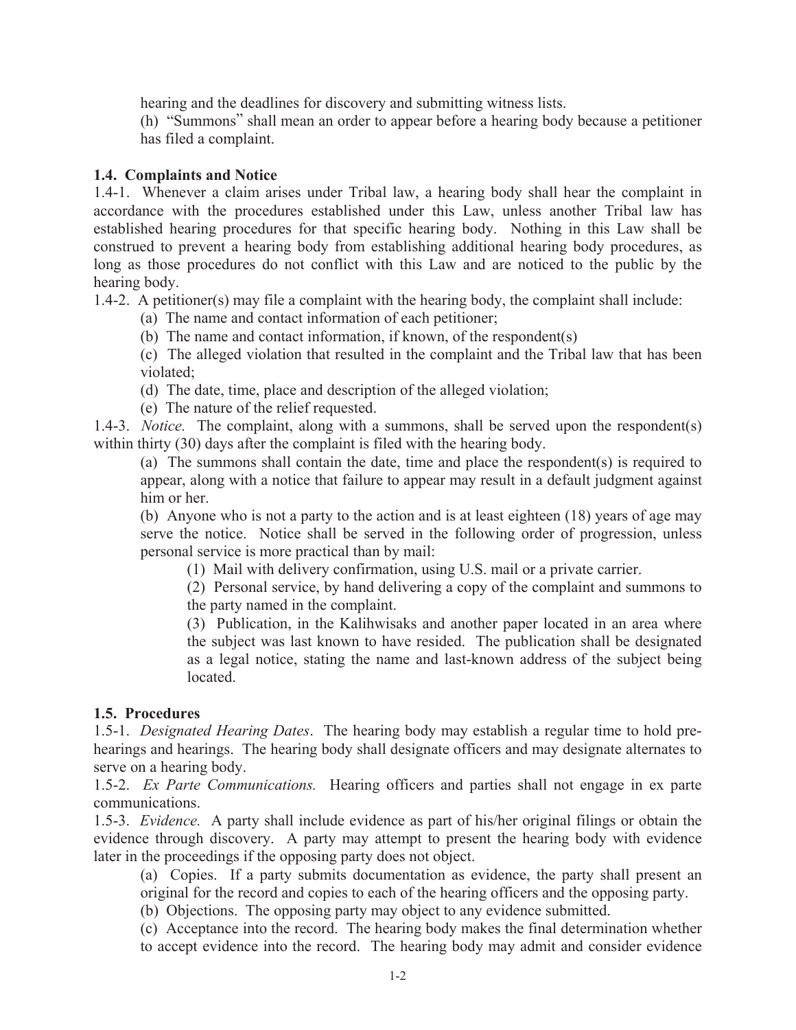hearing and the deadlines for discovery and submitting witness lists.

(h) "Summons" shall mean an order to appear before a hearing body because a petitioner has filed a complaint.

**1.4. Complaints and Notice**

1.4-1. Whenever a claim arises under Tribal law, a hearing body shall hear the complaint in accordance with the procedures established under this Law, unless another Tribal law has established hearing procedures for that specific hearing body. Nothing in this Law shall be construed to prevent a hearing body from establishing additional hearing body procedures, as long as those procedures do not conflict with this Law and are noticed to the public by the hearing body.

1.4-2. A petitioner(s) may file a complaint with the hearing body, the complaint shall include:

(a) The name and contact information of each petitioner;

(b) The name and contact information, if known, of the respondent(s)

(c) The alleged violation that resulted in the complaint and the Tribal law that has been violated;

(d) The date, time, place and description of the alleged violation;

(e) The nature of the relief requested.

1.4-3. *Notice.* The complaint, along with a summons, shall be served upon the respondent(s) within thirty (30) days after the complaint is filed with the hearing body.

(a) The summons shall contain the date, time and place the respondent(s) is required to appear, along with a notice that failure to appear may result in a default judgment against him or her.

(b) Anyone who is not a party to the action and is at least eighteen (18) years of age may serve the notice. Notice shall be served in the following order of progression, unless personal service is more practical than by mail:

(1) Mail with delivery confirmation, using U.S. mail or a private carrier.

(2) Personal service, by hand delivering a copy of the complaint and summons to the party named in the complaint.

(3) Publication, in the Kalihwisaks and another paper located in an area where the subject was last known to have resided. The publication shall be designated as a legal notice, stating the name and last-known address of the subject being located.

**1.5. Procedures**

1.5-1. *Designated Hearing Dates*. The hearing body may establish a regular time to hold pre-hearings and hearings. The hearing body shall designate officers and may designate alternates to serve on a hearing body.

1.5-2. *Ex Parte Communications.* Hearing officers and parties shall not engage in ex parte communications.

1.5-3. *Evidence.* A party shall include evidence as part of his/her original filings or obtain the evidence through discovery. A party may attempt to present the hearing body with evidence later in the proceedings if the opposing party does not object.

(a) Copies. If a party submits documentation as evidence, the party shall present an original for the record and copies to each of the hearing officers and the opposing party.

(b) Objections. The opposing party may object to any evidence submitted.

(c) Acceptance into the record. The hearing body makes the final determination whether to accept evidence into the record. The hearing body may admit and consider evidence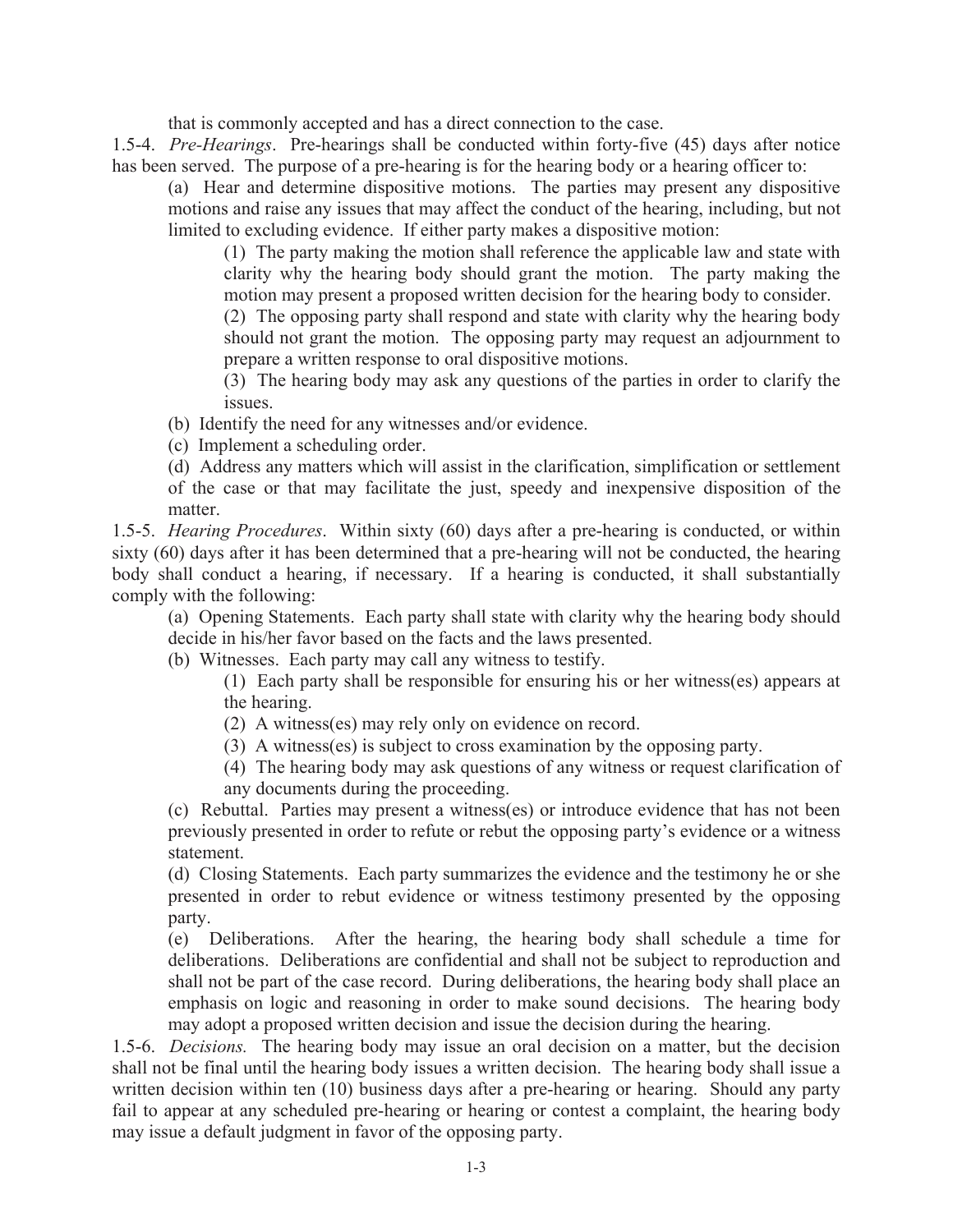that is commonly accepted and has a direct connection to the case.

1.5-4. *Pre-Hearings*. Pre-hearings shall be conducted within forty-five (45) days after notice has been served. The purpose of a pre-hearing is for the hearing body or a hearing officer to:

(a) Hear and determine dispositive motions. The parties may present any dispositive motions and raise any issues that may affect the conduct of the hearing, including, but not limited to excluding evidence. If either party makes a dispositive motion:

(1) The party making the motion shall reference the applicable law and state with clarity why the hearing body should grant the motion. The party making the motion may present a proposed written decision for the hearing body to consider.

(2) The opposing party shall respond and state with clarity why the hearing body should not grant the motion. The opposing party may request an adjournment to prepare a written response to oral dispositive motions.

(3) The hearing body may ask any questions of the parties in order to clarify the issues.

(b) Identify the need for any witnesses and/or evidence.

(c) Implement a scheduling order.

(d) Address any matters which will assist in the clarification, simplification or settlement of the case or that may facilitate the just, speedy and inexpensive disposition of the matter.

1.5-5. *Hearing Procedures*. Within sixty (60) days after a pre-hearing is conducted, or within sixty (60) days after it has been determined that a pre-hearing will not be conducted, the hearing body shall conduct a hearing, if necessary. If a hearing is conducted, it shall substantially comply with the following:

(a) Opening Statements. Each party shall state with clarity why the hearing body should decide in his/her favor based on the facts and the laws presented.

(b) Witnesses. Each party may call any witness to testify.

(1) Each party shall be responsible for ensuring his or her witness(es) appears at the hearing.

(2) A witness(es) may rely only on evidence on record.

(3) A witness(es) is subject to cross examination by the opposing party.

(4) The hearing body may ask questions of any witness or request clarification of any documents during the proceeding.

(c) Rebuttal. Parties may present a witness(es) or introduce evidence that has not been previously presented in order to refute or rebut the opposing party's evidence or a witness statement.

(d) Closing Statements. Each party summarizes the evidence and the testimony he or she presented in order to rebut evidence or witness testimony presented by the opposing party.

(e) Deliberations. After the hearing, the hearing body shall schedule a time for deliberations. Deliberations are confidential and shall not be subject to reproduction and shall not be part of the case record. During deliberations, the hearing body shall place an emphasis on logic and reasoning in order to make sound decisions. The hearing body may adopt a proposed written decision and issue the decision during the hearing.

1.5-6. *Decisions.* The hearing body may issue an oral decision on a matter, but the decision shall not be final until the hearing body issues a written decision. The hearing body shall issue a written decision within ten (10) business days after a pre-hearing or hearing. Should any party fail to appear at any scheduled pre-hearing or hearing or contest a complaint, the hearing body may issue a default judgment in favor of the opposing party.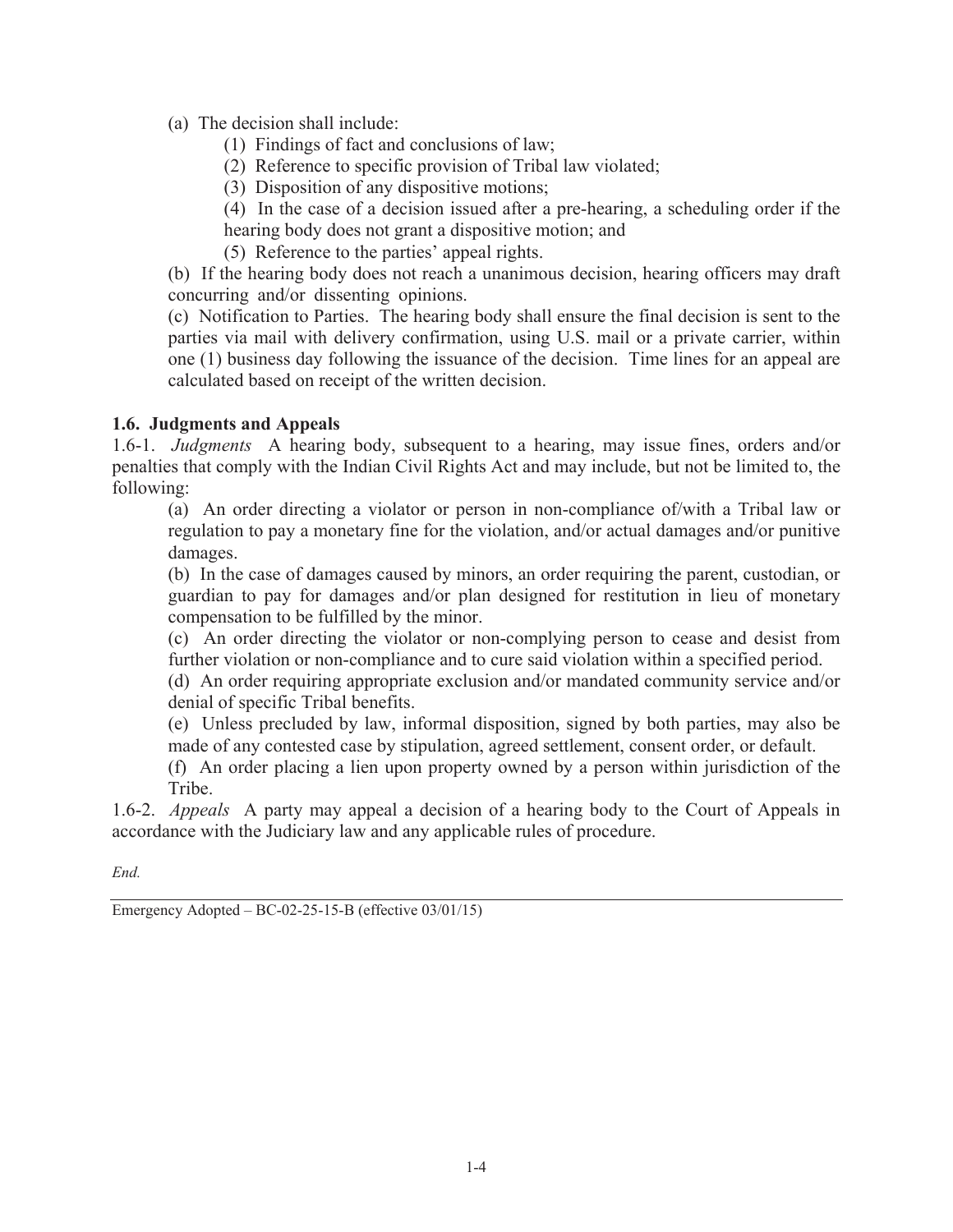(a) The decision shall include:

(1) Findings of fact and conclusions of law;

(2) Reference to specific provision of Tribal law violated;

(3) Disposition of any dispositive motions;

(4) In the case of a decision issued after a pre-hearing, a scheduling order if the hearing body does not grant a dispositive motion; and

(5) Reference to the parties' appeal rights.

(b) If the hearing body does not reach a unanimous decision, hearing officers may draft concurring and/or dissenting opinions.

(c) Notification to Parties. The hearing body shall ensure the final decision is sent to the parties via mail with delivery confirmation, using U.S. mail or a private carrier, within one (1) business day following the issuance of the decision. Time lines for an appeal are calculated based on receipt of the written decision.

### 1.6. Judgments and Appeals

1.6-1. *Judgments* A hearing body, subsequent to a hearing, may issue fines, orders and/or penalties that comply with the Indian Civil Rights Act and may include, but not be limited to, the following:

(a) An order directing a violator or person in non-compliance of/with a Tribal law or regulation to pay a monetary fine for the violation, and/or actual damages and/or punitive damages.

(b) In the case of damages caused by minors, an order requiring the parent, custodian, or guardian to pay for damages and/or plan designed for restitution in lieu of monetary compensation to be fulfilled by the minor.

(c) An order directing the violator or non-complying person to cease and desist from further violation or non-compliance and to cure said violation within a specified period.

(d) An order requiring appropriate exclusion and/or mandated community service and/or denial of specific Tribal benefits.

(e) Unless precluded by law, informal disposition, signed by both parties, may also be made of any contested case by stipulation, agreed settlement, consent order, or default.

(f) An order placing a lien upon property owned by a person within jurisdiction of the Tribe.

1.6-2. *Appeals* A party may appeal a decision of a hearing body to the Court of Appeals in accordance with the Judiciary law and any applicable rules of procedure.

*End.*

---

Emergency Adopted – BC-02-25-15-B (effective 03/01/15)